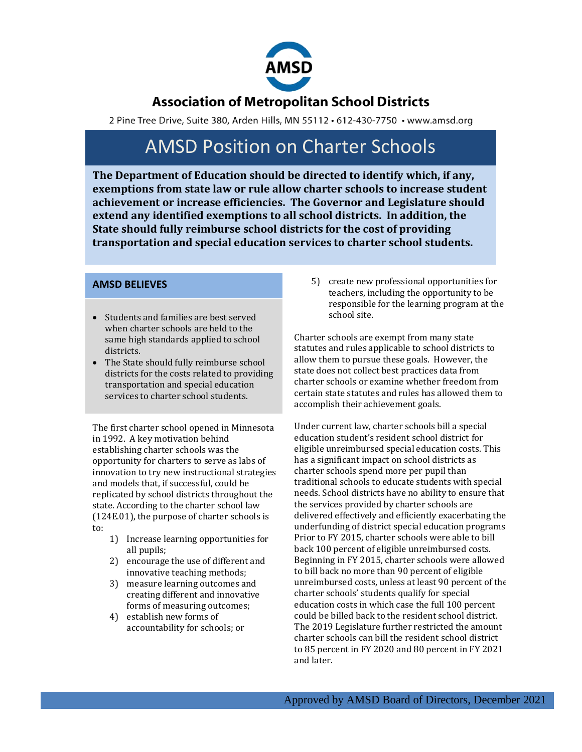**Association of Metropolitan School Districts**

2 Pine Tree Drive, Suite 380, Arden Hills, MN 55112 • 612-430-7750 • www.amsd.org

# AMSD Position on Charter Schools

**The Department of Education should be directed to identify which, if any, exemptions from state law or rule allow charter schools to increase student achievement or increase efficiencies. The Governor and Legislature should extend any identified exemptions to all school districts. In addition, the State should fully reimburse school districts for the cost of providing transportation and special education services to charter school students.**

## AMSD BELIEVES

- Students and families are best served when charter schools are held to the same high standards applied to school districts.
- The State should fully reimburse school districts for the costs related to providing transportation and special education services to charter school students.

The first charter school opened in Minnesota in 1992. A key motivation behind establishing charter schools was the opportunity for charters to serve as labs of innovation to try new instructional strategies and models that, if successful, could be replicated by school districts throughout the state. According to the charter school law (124E.01), the purpose of charter schools is to:

1) Increase learning opportunities for all pupils;
2) encourage the use of different and innovative teaching methods;
3) measure learning outcomes and creating different and innovative forms of measuring outcomes;
4) establish new forms of accountability for schools; or
5) create new professional opportunities for teachers, including the opportunity to be responsible for the learning program at the school site.

Charter schools are exempt from many state statutes and rules applicable to school districts to allow them to pursue these goals. However, the state does not collect best practices data from charter schools or examine whether freedom from certain state statutes and rules has allowed them to accomplish their achievement goals.

Under current law, charter schools bill a special education student's resident school district for eligible unreimbursed special education costs. This has a significant impact on school districts as charter schools spend more per pupil than traditional schools to educate students with special needs. School districts have no ability to ensure that the services provided by charter schools are delivered effectively and efficiently exacerbating the underfunding of district special education programs. Prior to FY 2015, charter schools were able to bill back 100 percent of eligible unreimbursed costs. Beginning in FY 2015, charter schools were allowed to bill back no more than 90 percent of eligible unreimbursed costs, unless at least 90 percent of the charter schools' students qualify for special education costs in which case the full 100 percent could be billed back to the resident school district. The 2019 Legislature further restricted the amount charter schools can bill the resident school district to 85 percent in FY 2020 and 80 percent in FY 2021 and later.

Approved by AMSD Board of Directors, December 2021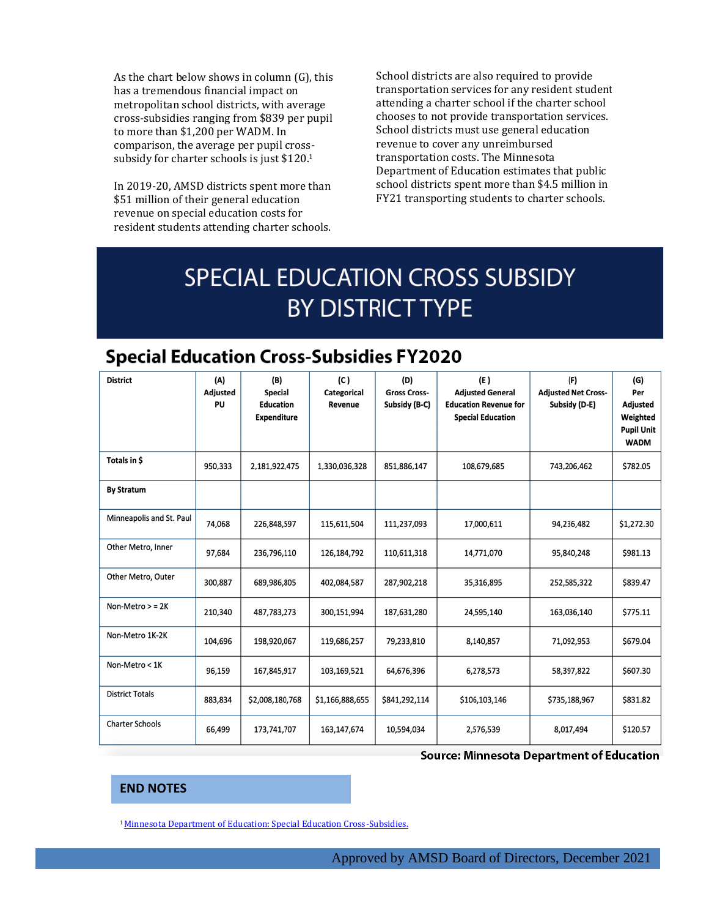As the chart below shows in column (G), this has a tremendous financial impact on metropolitan school districts, with average cross-subsidies ranging from $839 per pupil to more than $1,200 per WADM. In comparison, the average per pupil cross-subsidy for charter schools is just $120.[1]

In 2019-20, AMSD districts spent more than $51 million of their general education revenue on special education costs for resident students attending charter schools.

School districts are also required to provide transportation services for any resident student attending a charter school if the charter school chooses to not provide transportation services. School districts must use general education revenue to cover any unreimbursed transportation costs. The Minnesota Department of Education estimates that public school districts spent more than $4.5 million in FY21 transporting students to charter schools.

# SPECIAL EDUCATION CROSS SUBSIDY BY DISTRICT TYPE

## Special Education Cross-Subsidies FY2020

| District | (A) Adjusted PU | (B) Special Education Expenditure | (C) Categorical Revenue | (D) Gross Cross-Subsidy (B-C) | (E) Adjusted General Education Revenue for Special Education | (F) Adjusted Net Cross-Subsidy (D-E) | (G) Per Adjusted Weighted Pupil Unit WADM |
|---|---|---|---|---|---|---|---|
| **Totals in $** | 950,333 | 2,181,922,475 | 1,330,036,328 | 851,886,147 | 108,679,685 | 743,206,462 | $782.05 |
| **By Stratum** | | | | | | | |
| Minneapolis and St. Paul | 74,068 | 226,848,597 | 115,611,504 | 111,237,093 | 17,000,611 | 94,236,482 | $1,272.30 |
| Other Metro, Inner | 97,684 | 236,796,110 | 126,184,792 | 110,611,318 | 14,771,070 | 95,840,248 | $981.13 |
| Other Metro, Outer | 300,887 | 689,986,805 | 402,084,587 | 287,902,218 | 35,316,895 | 252,585,322 | $839.47 |
| Non-Metro > = 2K | 210,340 | 487,783,273 | 300,151,994 | 187,631,280 | 24,595,140 | 163,036,140 | $775.11 |
| Non-Metro 1K-2K | 104,696 | 198,920,067 | 119,686,257 | 79,233,810 | 8,140,857 | 71,092,953 | $679.04 |
| Non-Metro < 1K | 96,159 | 167,845,917 | 103,169,521 | 64,676,396 | 6,278,573 | 58,397,822 | $607.30 |
| District Totals | 883,834 | $2,008,180,768 | $1,166,888,655 | $841,292,114 | $106,103,146 | $735,188,967 | $831.82 |
| Charter Schools | 66,499 | 173,741,707 | 163,147,674 | 10,594,034 | 2,576,539 | 8,017,494 | $120.57 |

**Source: Minnesota Department of Education**

## END NOTES

[1] Minnesota Department of Education: Special Education Cross-Subsidies.

Approved by AMSD Board of Directors, December 2021